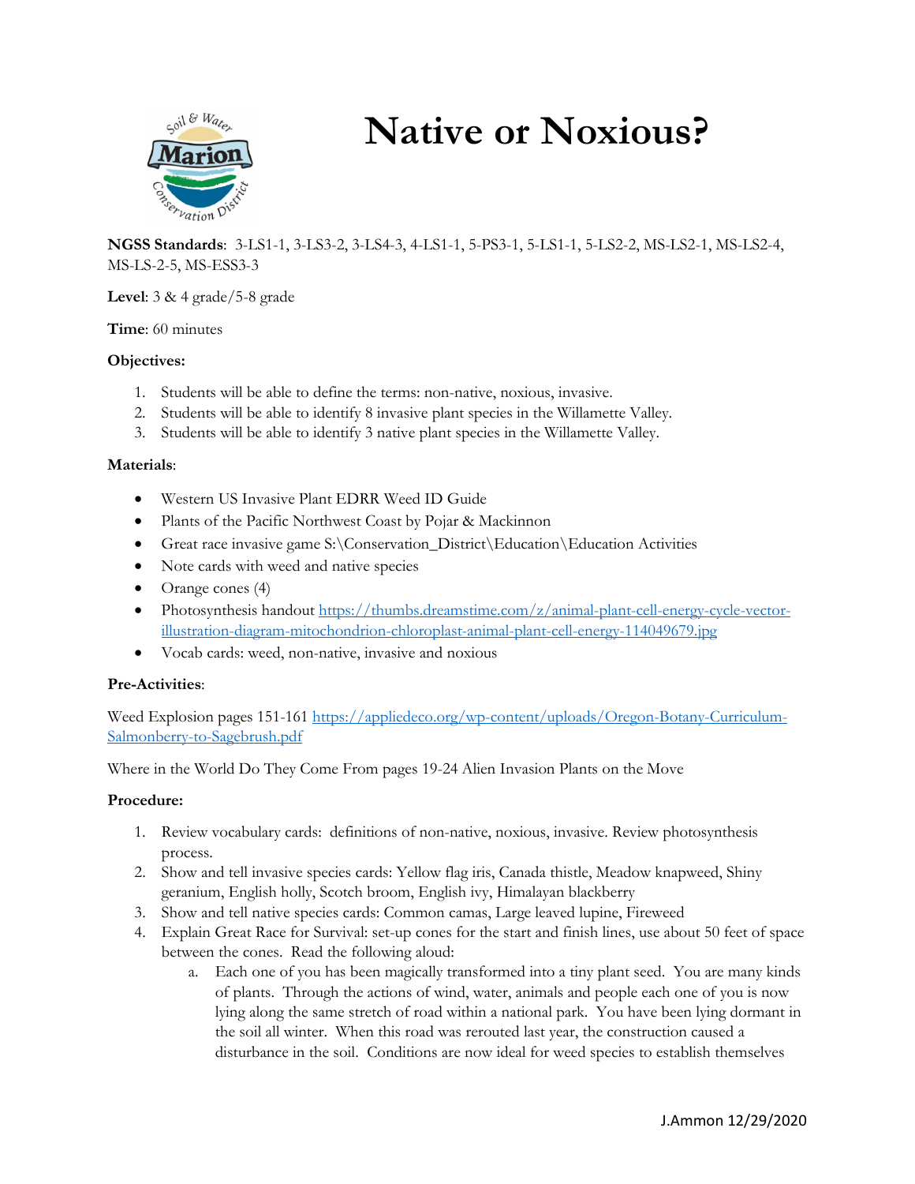# Native or Noxious?

**NGSS Standards**: 3-LS1-1, 3-LS3-2, 3-LS4-3, 4-LS1-1, 5-PS3-1, 5-LS1-1, 5-LS2-2, MS-LS2-1, MS-LS2-4, MS-LS-2-5, MS-ESS3-3

**Level**: 3 & 4 grade/5-8 grade

**Time**: 60 minutes

**Objectives:**

1. Students will be able to define the terms: non-native, noxious, invasive.
2. Students will be able to identify 8 invasive plant species in the Willamette Valley.
3. Students will be able to identify 3 native plant species in the Willamette Valley.

**Materials**:

- Western US Invasive Plant EDRR Weed ID Guide
- Plants of the Pacific Northwest Coast by Pojar & Mackinnon
- Great race invasive game S:\Conservation_District\Education\Education Activities
- Note cards with weed and native species
- Orange cones (4)
- Photosynthesis handout https://thumbs.dreamstime.com/z/animal-plant-cell-energy-cycle-vector-illustration-diagram-mitochondrion-chloroplast-animal-plant-cell-energy-114049679.jpg
- Vocab cards: weed, non-native, invasive and noxious

**Pre-Activities**:

Weed Explosion pages 151-161 https://appliedeco.org/wp-content/uploads/Oregon-Botany-Curriculum-Salmonberry-to-Sagebrush.pdf

Where in the World Do They Come From pages 19-24 Alien Invasion Plants on the Move

**Procedure:**

1. Review vocabulary cards: definitions of non-native, noxious, invasive. Review photosynthesis process.
2. Show and tell invasive species cards: Yellow flag iris, Canada thistle, Meadow knapweed, Shiny geranium, English holly, Scotch broom, English ivy, Himalayan blackberry
3. Show and tell native species cards: Common camas, Large leaved lupine, Fireweed
4. Explain Great Race for Survival: set-up cones for the start and finish lines, use about 50 feet of space between the cones. Read the following aloud:
   a. Each one of you has been magically transformed into a tiny plant seed. You are many kinds of plants. Through the actions of wind, water, animals and people each one of you is now lying along the same stretch of road within a national park. You have been lying dormant in the soil all winter. When this road was rerouted last year, the construction caused a disturbance in the soil. Conditions are now ideal for weed species to establish themselves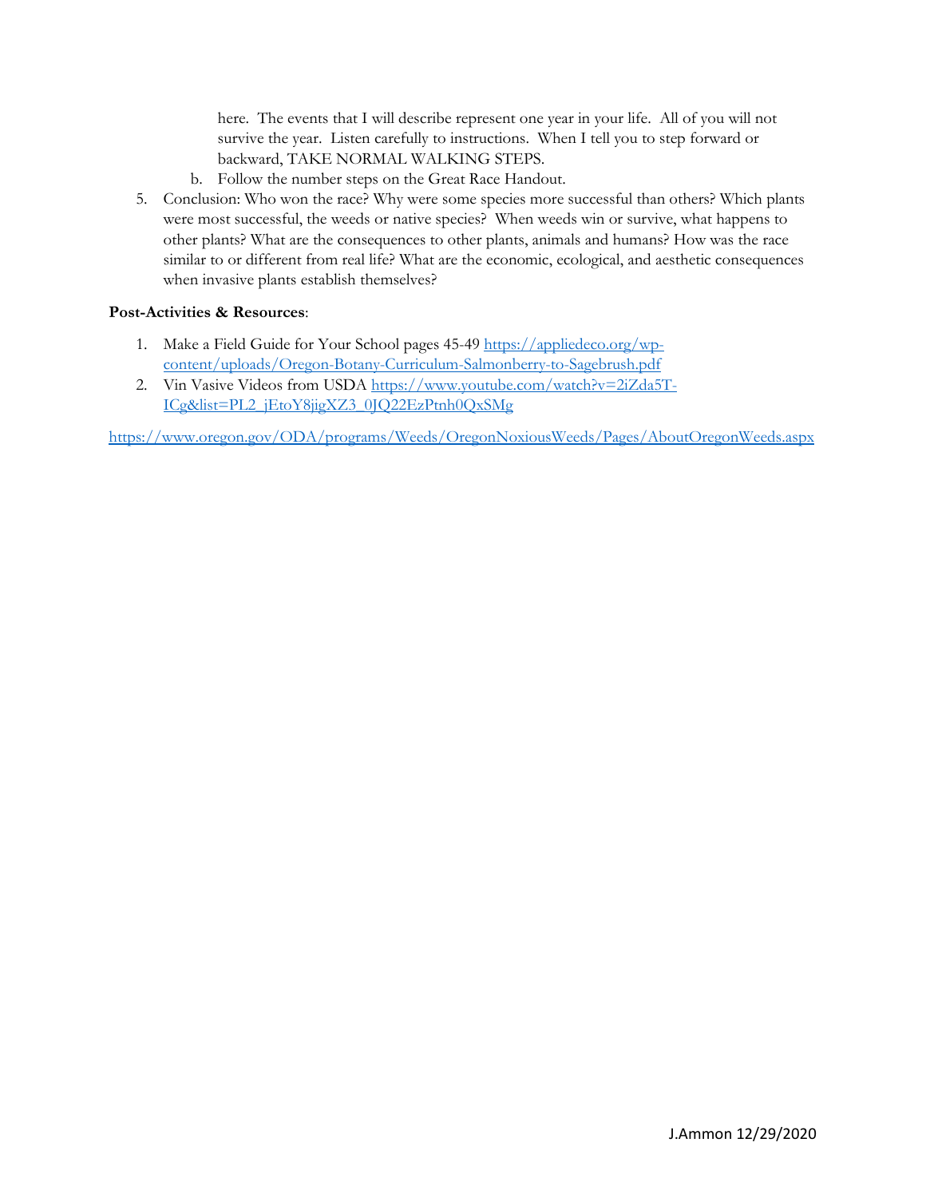here. The events that I will describe represent one year in your life. All of you will not survive the year. Listen carefully to instructions. When I tell you to step forward or backward, TAKE NORMAL WALKING STEPS.

   b. Follow the number steps on the Great Race Handout.

5. Conclusion: Who won the race? Why were some species more successful than others? Which plants were most successful, the weeds or native species? When weeds win or survive, what happens to other plants? What are the consequences to other plants, animals and humans? How was the race similar to or different from real life? What are the economic, ecological, and aesthetic consequences when invasive plants establish themselves?

**Post-Activities & Resources**:

1. Make a Field Guide for Your School pages 45-49 https://appliedeco.org/wp-content/uploads/Oregon-Botany-Curriculum-Salmonberry-to-Sagebrush.pdf
2. Vin Vasive Videos from USDA https://www.youtube.com/watch?v=2iZda5T-ICg&list=PL2_jEtoY8jigXZ3_0JQ22EzPtnh0QxSMg

https://www.oregon.gov/ODA/programs/Weeds/OregonNoxiousWeeds/Pages/AboutOregonWeeds.aspx

J.Ammon 12/29/2020